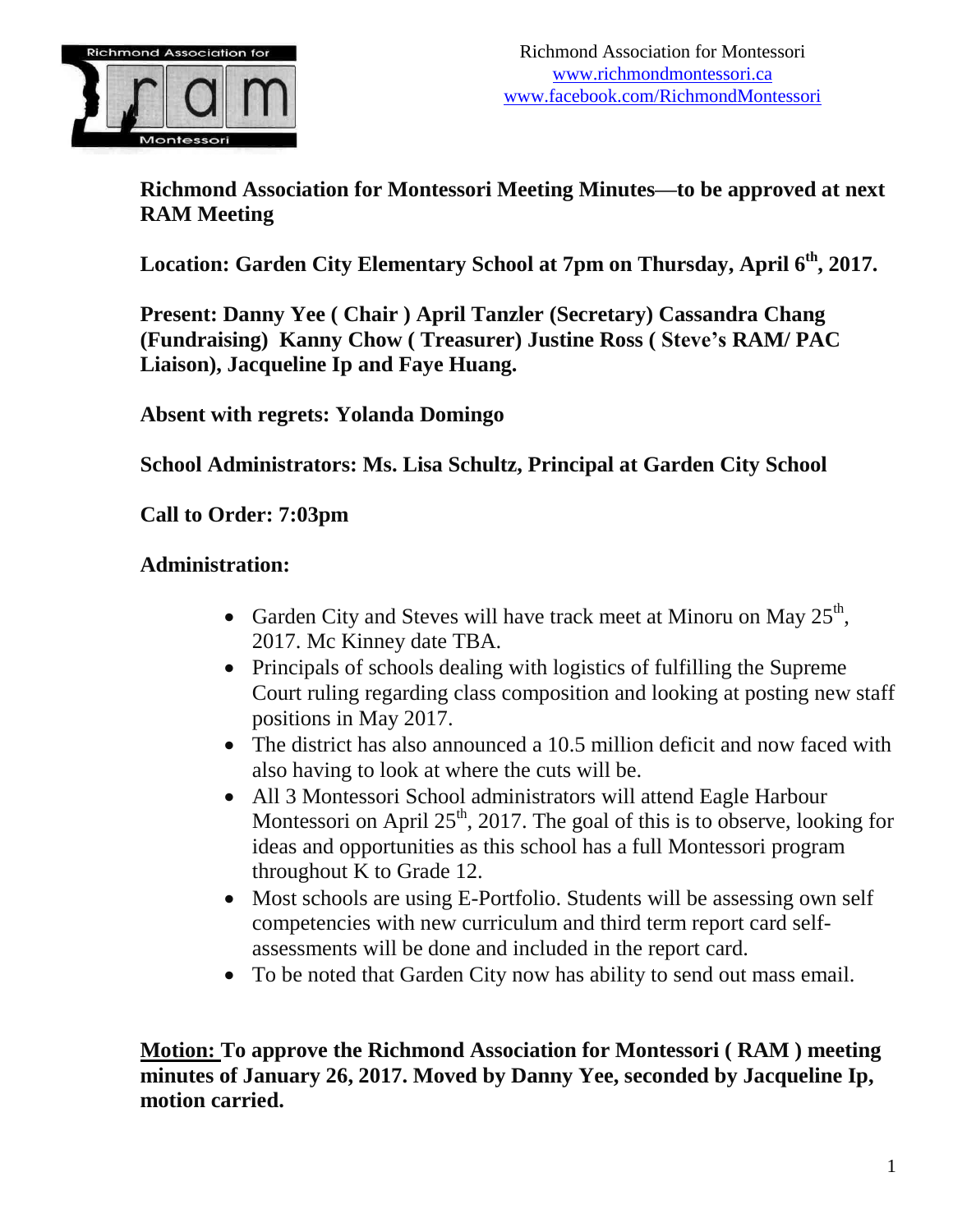Richmond Association for Montessori
www.richmondmontessori.ca
www.facebook.com/RichmondMontessori

**Richmond Association for Montessori Meeting Minutes—to be approved at next RAM Meeting**

**Location: Garden City Elementary School at 7pm on Thursday, April 6th, 2017.**

**Present: Danny Yee ( Chair ) April Tanzler (Secretary) Cassandra Chang (Fundraising) Kanny Chow ( Treasurer) Justine Ross ( Steve's RAM/ PAC Liaison), Jacqueline Ip and Faye Huang.**

**Absent with regrets: Yolanda Domingo**

**School Administrators: Ms. Lisa Schultz, Principal at Garden City School**

**Call to Order: 7:03pm**

**Administration:**

- Garden City and Steves will have track meet at Minoru on May 25th, 2017. Mc Kinney date TBA.
- Principals of schools dealing with logistics of fulfilling the Supreme Court ruling regarding class composition and looking at posting new staff positions in May 2017.
- The district has also announced a 10.5 million deficit and now faced with also having to look at where the cuts will be.
- All 3 Montessori School administrators will attend Eagle Harbour Montessori on April 25th, 2017. The goal of this is to observe, looking for ideas and opportunities as this school has a full Montessori program throughout K to Grade 12.
- Most schools are using E-Portfolio. Students will be assessing own self competencies with new curriculum and third term report card self-assessments will be done and included in the report card.
- To be noted that Garden City now has ability to send out mass email.

**Motion: To approve the Richmond Association for Montessori ( RAM ) meeting minutes of January 26, 2017. Moved by Danny Yee, seconded by Jacqueline Ip, motion carried.**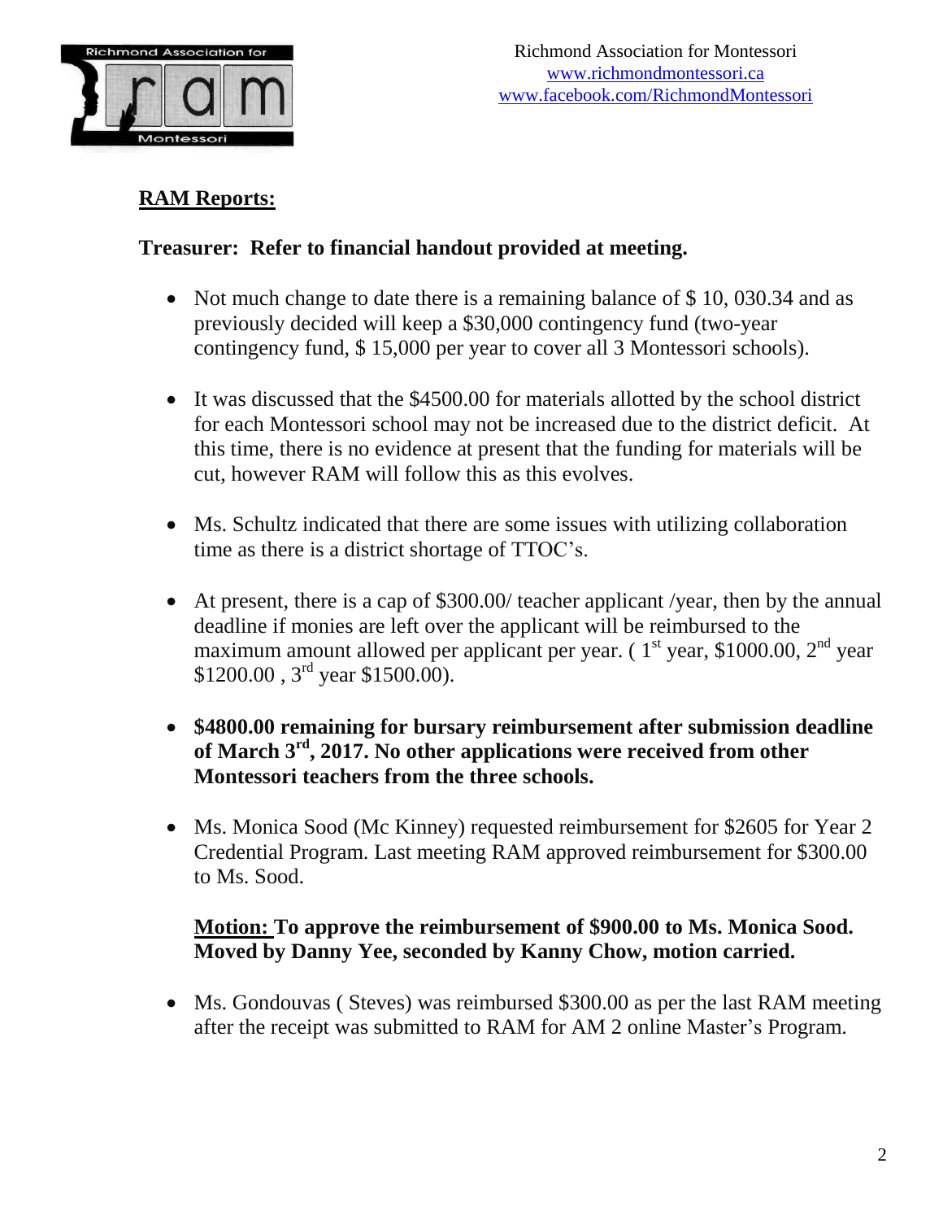Richmond Association for Montessori
www.richmondmontessori.ca
www.facebook.com/RichmondMontessori

## RAM Reports:

**Treasurer: Refer to financial handout provided at meeting.**

- Not much change to date there is a remaining balance of $ 10, 030.34 and as previously decided will keep a $30,000 contingency fund (two-year contingency fund, $ 15,000 per year to cover all 3 Montessori schools).

- It was discussed that the $4500.00 for materials allotted by the school district for each Montessori school may not be increased due to the district deficit. At this time, there is no evidence at present that the funding for materials will be cut, however RAM will follow this as this evolves.

- Ms. Schultz indicated that there are some issues with utilizing collaboration time as there is a district shortage of TTOC's.

- At present, there is a cap of $300.00/ teacher applicant /year, then by the annual deadline if monies are left over the applicant will be reimbursed to the maximum amount allowed per applicant per year. ( 1st year, $1000.00, 2nd year $1200.00 , 3rd year $1500.00).

- **$4800.00 remaining for bursary reimbursement after submission deadline of March 3rd, 2017. No other applications were received from other Montessori teachers from the three schools.**

- Ms. Monica Sood (Mc Kinney) requested reimbursement for $2605 for Year 2 Credential Program. Last meeting RAM approved reimbursement for $300.00 to Ms. Sood.

  **Motion: To approve the reimbursement of $900.00 to Ms. Monica Sood. Moved by Danny Yee, seconded by Kanny Chow, motion carried.**

- Ms. Gondouvas ( Steves) was reimbursed $300.00 as per the last RAM meeting after the receipt was submitted to RAM for AM 2 online Master's Program.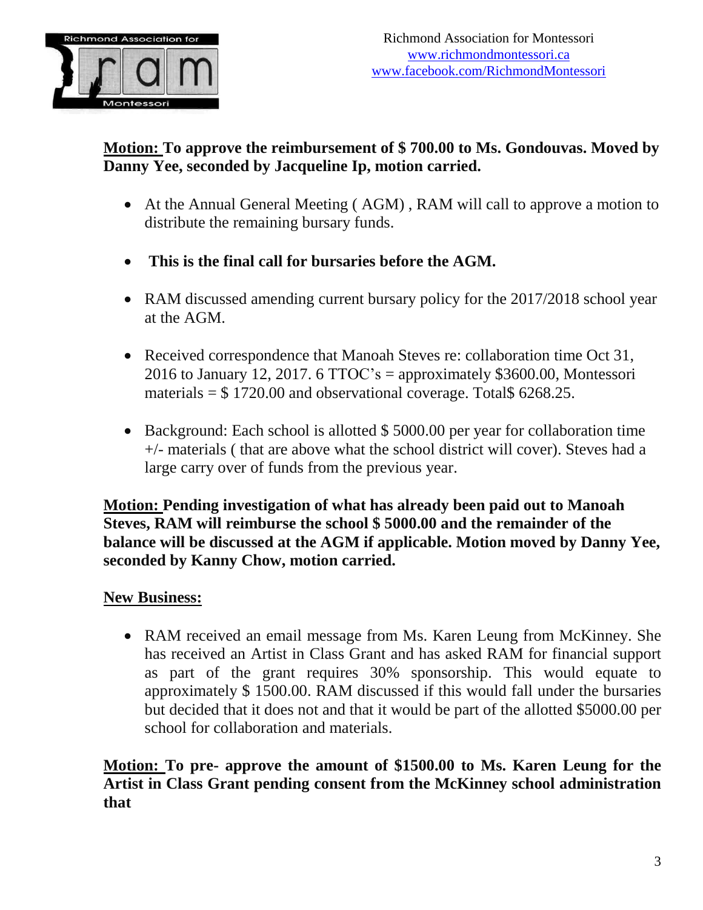**Motion: To approve the reimbursement of $ 700.00 to Ms. Gondouvas. Moved by Danny Yee, seconded by Jacqueline Ip, motion carried.**

- At the Annual General Meeting ( AGM) , RAM will call to approve a motion to distribute the remaining bursary funds.
- **This is the final call for bursaries before the AGM.**
- RAM discussed amending current bursary policy for the 2017/2018 school year at the AGM.
- Received correspondence that Manoah Steves re: collaboration time Oct 31, 2016 to January 12, 2017. 6 TTOC's = approximately $3600.00, Montessori materials = $ 1720.00 and observational coverage. Total$ 6268.25.
- Background: Each school is allotted $ 5000.00 per year for collaboration time +/- materials ( that are above what the school district will cover). Steves had a large carry over of funds from the previous year.

**Motion: Pending investigation of what has already been paid out to Manoah Steves, RAM will reimburse the school $ 5000.00 and the remainder of the balance will be discussed at the AGM if applicable. Motion moved by Danny Yee, seconded by Kanny Chow, motion carried.**

**New Business:**

- RAM received an email message from Ms. Karen Leung from McKinney. She has received an Artist in Class Grant and has asked RAM for financial support as part of the grant requires 30% sponsorship. This would equate to approximately $ 1500.00. RAM discussed if this would fall under the bursaries but decided that it does not and that it would be part of the allotted $5000.00 per school for collaboration and materials.

**Motion: To pre- approve the amount of $1500.00 to Ms. Karen Leung for the Artist in Class Grant pending consent from the McKinney school administration that**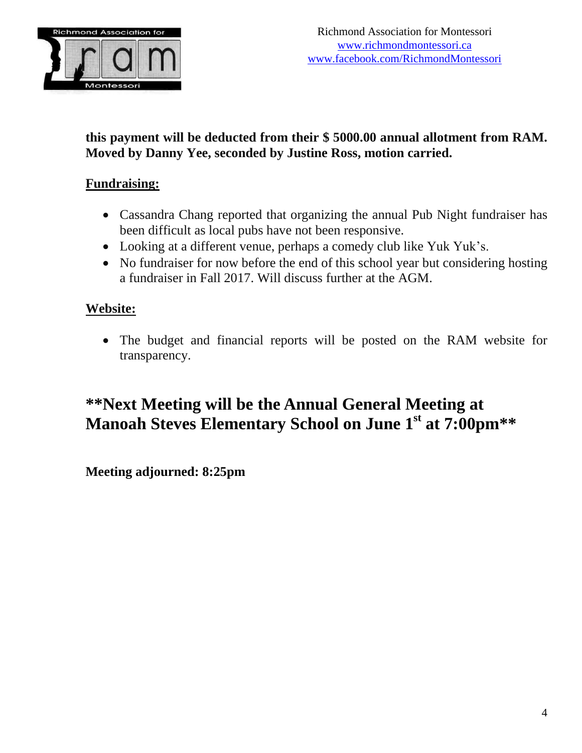**this payment will be deducted from their $ 5000.00 annual allotment from RAM. Moved by Danny Yee, seconded by Justine Ross, motion carried.**

**Fundraising:**

- Cassandra Chang reported that organizing the annual Pub Night fundraiser has been difficult as local pubs have not been responsive.
- Looking at a different venue, perhaps a comedy club like Yuk Yuk's.
- No fundraiser for now before the end of this school year but considering hosting a fundraiser in Fall 2017. Will discuss further at the AGM.

**Website:**

- The budget and financial reports will be posted on the RAM website for transparency.

## **Next Meeting will be the Annual General Meeting at Manoah Steves Elementary School on June 1st at 7:00pm**

**Meeting adjourned: 8:25pm**